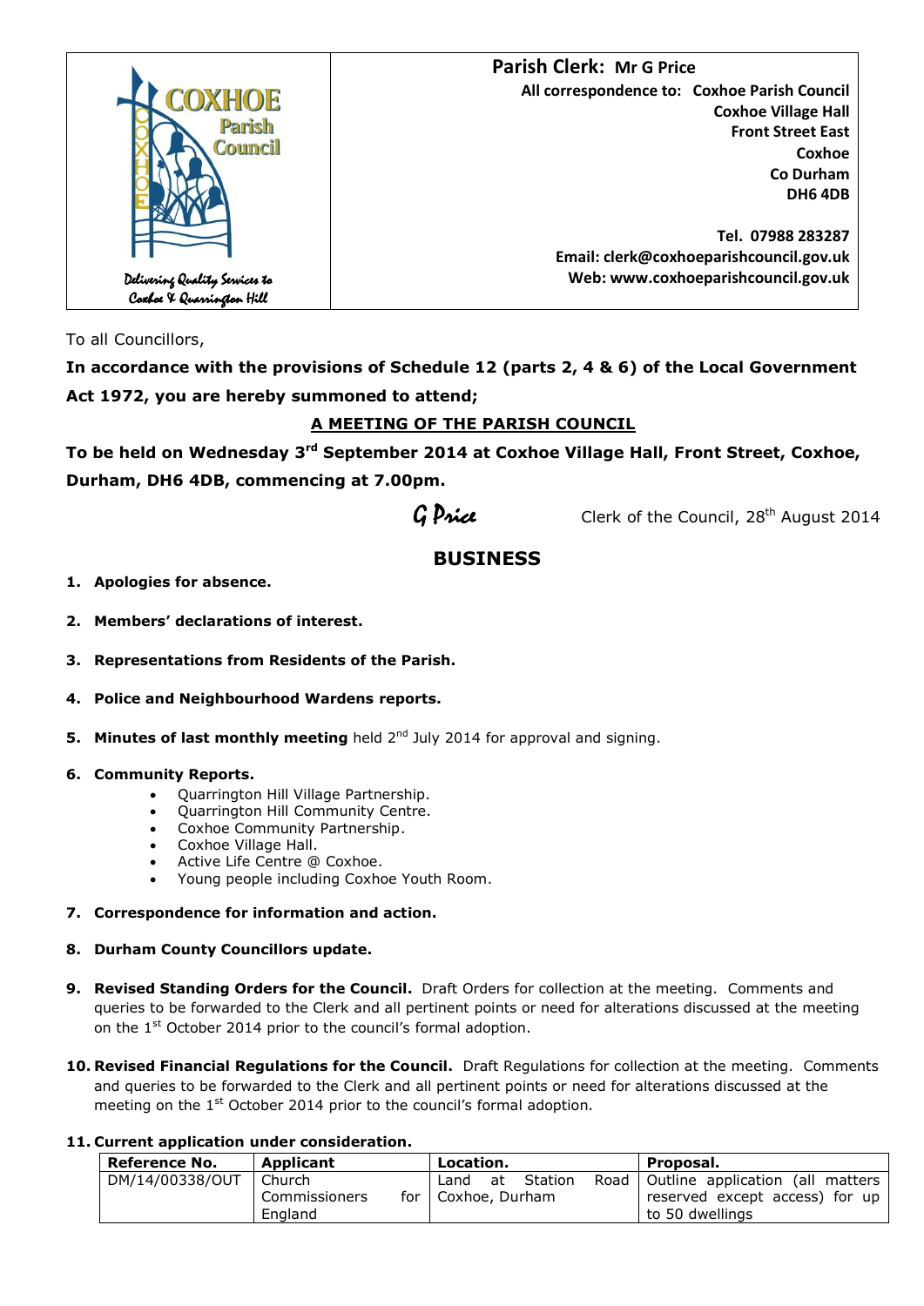COXHOE Parish Council

Delivering Quality Services to Coxhoe & Quarrington Hill

**Parish Clerk: Mr G Price**

**All correspondence to: Coxhoe Parish Council**
**Coxhoe Village Hall**
**Front Street East**
**Coxhoe**
**Co Durham**
**DH6 4DB**

**Tel. 07988 283287**
**Email: clerk@coxhoeparishcouncil.gov.uk**
**Web: www.coxhoeparishcouncil.gov.uk**

To all Councillors,

**In accordance with the provisions of Schedule 12 (parts 2, 4 & 6) of the Local Government Act 1972, you are hereby summoned to attend;**

**A MEETING OF THE PARISH COUNCIL**

**To be held on Wednesday 3rd September 2014 at Coxhoe Village Hall, Front Street, Coxhoe, Durham, DH6 4DB, commencing at 7.00pm.**

*G Price* Clerk of the Council, 28th August 2014

## BUSINESS

1. **Apologies for absence.**
2. **Members' declarations of interest.**
3. **Representations from Residents of the Parish.**
4. **Police and Neighbourhood Wardens reports.**
5. **Minutes of last monthly meeting** held 2nd July 2014 for approval and signing.
6. **Community Reports.**
   - Quarrington Hill Village Partnership.
   - Quarrington Hill Community Centre.
   - Coxhoe Community Partnership.
   - Coxhoe Village Hall.
   - Active Life Centre @ Coxhoe.
   - Young people including Coxhoe Youth Room.
7. **Correspondence for information and action.**
8. **Durham County Councillors update.**
9. **Revised Standing Orders for the Council.** Draft Orders for collection at the meeting. Comments and queries to be forwarded to the Clerk and all pertinent points or need for alterations discussed at the meeting on the 1st October 2014 prior to the council's formal adoption.
10. **Revised Financial Regulations for the Council.** Draft Regulations for collection at the meeting. Comments and queries to be forwarded to the Clerk and all pertinent points or need for alterations discussed at the meeting on the 1st October 2014 prior to the council's formal adoption.
11. **Current application under consideration.**

| Reference No. | Applicant | Location. | Proposal. |
|---|---|---|---|
| DM/14/00338/OUT | Church Commissioners for England | Land at Station Road Coxhoe, Durham | Outline application (all matters reserved except access) for up to 50 dwellings |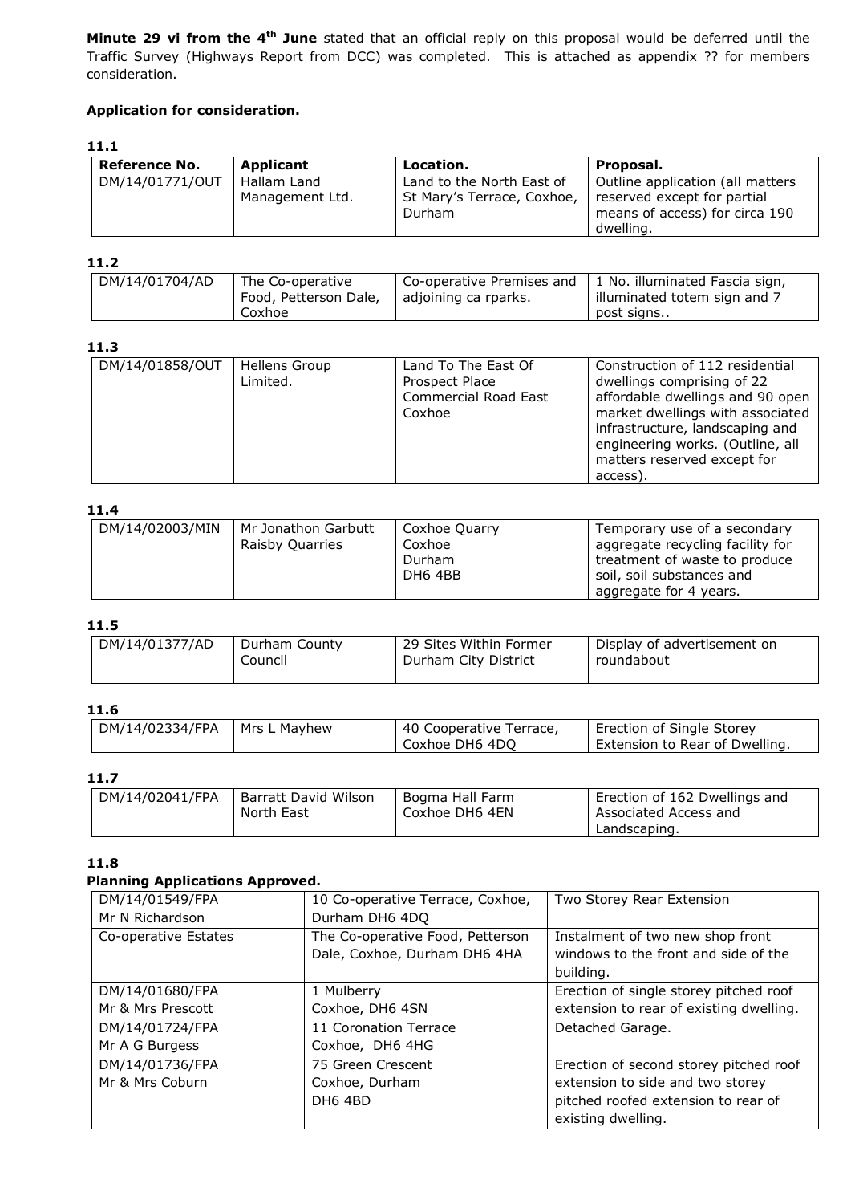**Minute 29 vi from the 4th June** stated that an official reply on this proposal would be deferred until the Traffic Survey (Highways Report from DCC) was completed. This is attached as appendix ?? for members consideration.

**Application for consideration.**

**11.1**

| Reference No. | Applicant | Location. | Proposal. |
|---|---|---|---|
| DM/14/01771/OUT | Hallam Land Management Ltd. | Land to the North East of St Mary's Terrace, Coxhoe, Durham | Outline application (all matters reserved except for partial means of access) for circa 190 dwelling. |

**11.2**

| | | | |
|---|---|---|---|
| DM/14/01704/AD | The Co-operative Food, Petterson Dale, Coxhoe | Co-operative Premises and adjoining ca rparks. | 1 No. illuminated Fascia sign, illuminated totem sign and 7 post signs.. |

**11.3**

| | | | |
|---|---|---|---|
| DM/14/01858/OUT | Hellens Group Limited. | Land To The East Of Prospect Place Commercial Road East Coxhoe | Construction of 112 residential dwellings comprising of 22 affordable dwellings and 90 open market dwellings with associated infrastructure, landscaping and engineering works. (Outline, all matters reserved except for access). |

**11.4**

| | | | |
|---|---|---|---|
| DM/14/02003/MIN | Mr Jonathon Garbutt Raisby Quarries | Coxhoe Quarry Coxhoe Durham DH6 4BB | Temporary use of a secondary aggregate recycling facility for treatment of waste to produce soil, soil substances and aggregate for 4 years. |

**11.5**

| | | | |
|---|---|---|---|
| DM/14/01377/AD | Durham County Council | 29 Sites Within Former Durham City District | Display of advertisement on roundabout |

**11.6**

| | | | |
|---|---|---|---|
| DM/14/02334/FPA | Mrs L Mayhew | 40 Cooperative Terrace, Coxhoe DH6 4DQ | Erection of Single Storey Extension to Rear of Dwelling. |

**11.7**

| | | | |
|---|---|---|---|
| DM/14/02041/FPA | Barratt David Wilson North East | Bogma Hall Farm Coxhoe DH6 4EN | Erection of 162 Dwellings and Associated Access and Landscaping. |

**11.8**

**Planning Applications Approved.**

| | | |
|---|---|---|
| DM/14/01549/FPA Mr N Richardson | 10 Co-operative Terrace, Coxhoe, Durham DH6 4DQ | Two Storey Rear Extension |
| Co-operative Estates | The Co-operative Food, Petterson Dale, Coxhoe, Durham DH6 4HA | Instalment of two new shop front windows to the front and side of the building. |
| DM/14/01680/FPA Mr & Mrs Prescott | 1 Mulberry Coxhoe, DH6 4SN | Erection of single storey pitched roof extension to rear of existing dwelling. |
| DM/14/01724/FPA Mr A G Burgess | 11 Coronation Terrace Coxhoe, DH6 4HG | Detached Garage. |
| DM/14/01736/FPA Mr & Mrs Coburn | 75 Green Crescent Coxhoe, Durham DH6 4BD | Erection of second storey pitched roof extension to side and two storey pitched roofed extension to rear of existing dwelling. |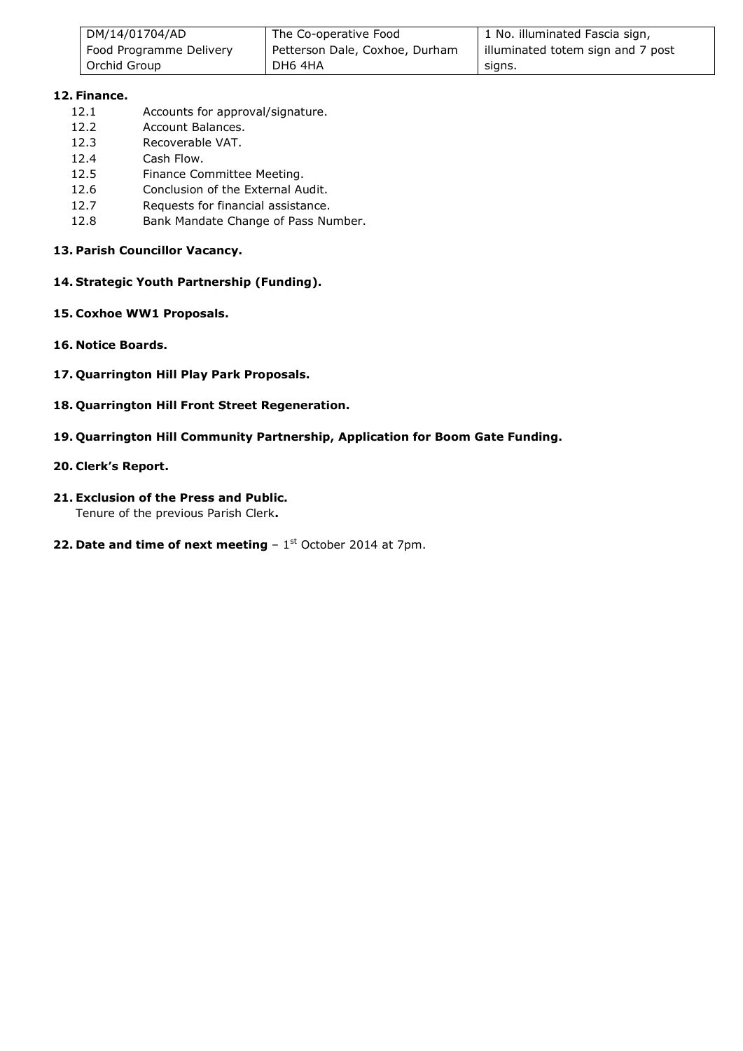| | | |
|---|---|---|
| DM/14/01704/AD<br>Food Programme Delivery<br>Orchid Group | The Co-operative Food<br>Petterson Dale, Coxhoe, Durham<br>DH6 4HA | 1 No. illuminated Fascia sign, illuminated totem sign and 7 post signs. |

**12. Finance.**

- 12.1 Accounts for approval/signature.
- 12.2 Account Balances.
- 12.3 Recoverable VAT.
- 12.4 Cash Flow.
- 12.5 Finance Committee Meeting.
- 12.6 Conclusion of the External Audit.
- 12.7 Requests for financial assistance.
- 12.8 Bank Mandate Change of Pass Number.

**13. Parish Councillor Vacancy.**

**14. Strategic Youth Partnership (Funding).**

**15. Coxhoe WW1 Proposals.**

**16. Notice Boards.**

**17. Quarrington Hill Play Park Proposals.**

**18. Quarrington Hill Front Street Regeneration.**

**19. Quarrington Hill Community Partnership, Application for Boom Gate Funding.**

**20. Clerk's Report.**

**21. Exclusion of the Press and Public.**
Tenure of the previous Parish Clerk**.**

**22. Date and time of next meeting** – 1st October 2014 at 7pm.